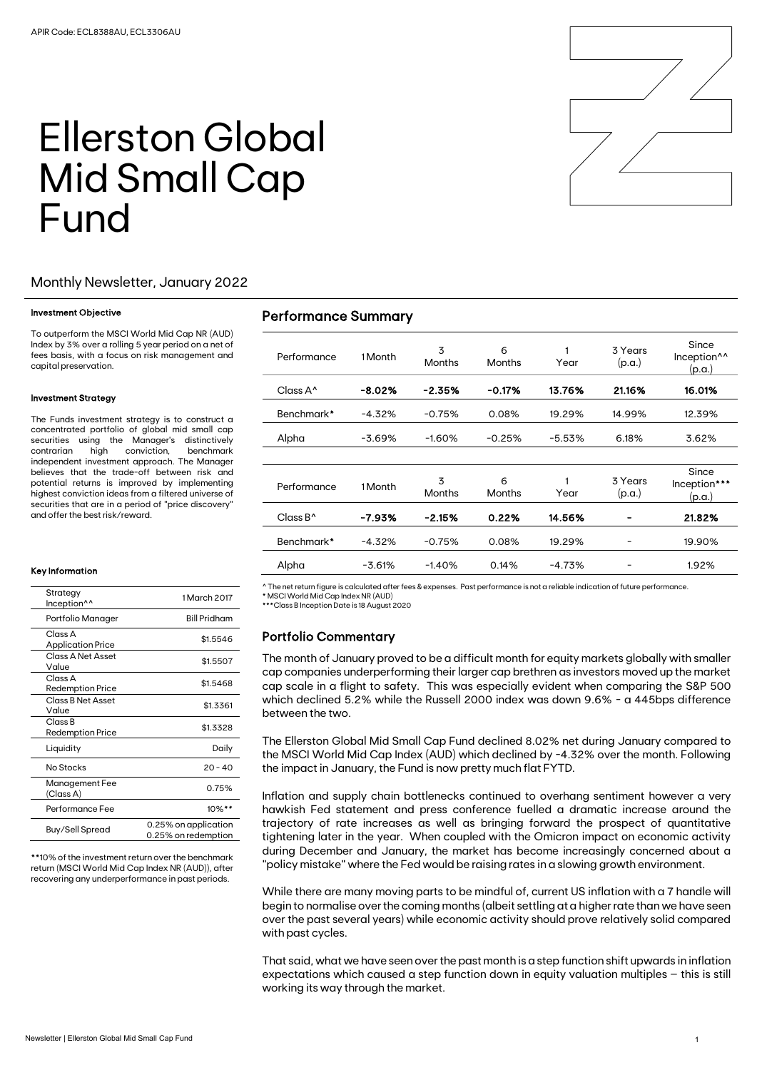APIR Code: ECL8388AU, ECL3306AU

# Ellerston Global Mid Small Cap Fund

## Monthly Newsletter, January 2022

#### Investment Objective

To outperform the MSCI World Mid Cap NR (AUD) Index by 3% over a rolling 5 year period on a net of fees basis, with a focus on risk management and capital preservation.

#### Investment Strategy

The Funds investment strategy is to construct a concentrated portfolio of global mid small cap securities using the Manager's distinctively contrarian high conviction, benchmark independent investment approach. The Manager believes that the trade-off between risk and potential returns is improved by implementing highest conviction ideas from a filtered universe of securities that are in a period of "price discovery" and offer the best risk/reward.

#### Key Information

| | |
|---|---|
| Strategy Inception^^ | 1 March 2017 |
| Portfolio Manager | Bill Pridham |
| Class A Application Price | $1.5546 |
| Class A Net Asset Value | $1.5507 |
| Class A Redemption Price | $1.5468 |
| Class B Net Asset Value | $1.3361 |
| Class B Redemption Price | $1.3328 |
| Liquidity | Daily |
| No Stocks | 20 - 40 |
| Management Fee (Class A) | 0.75% |
| Performance Fee | 10%** |
| Buy/Sell Spread | 0.25% on application 0.25% on redemption |

**10% of the investment return over the benchmark return (MSCI World Mid Cap Index NR (AUD)), after recovering any underperformance in past periods.

## Performance Summary

| Performance | 1 Month | 3 Months | 6 Months | 1 Year | 3 Years (p.a.) | Since Inception^^ (p.a.) |
|---|---|---|---|---|---|---|
| Class A^ | **-8.02%** | **-2.35%** | **-0.17%** | **13.76%** | **21.16%** | **16.01%** |
| Benchmark* | -4.32% | -0.75% | 0.08% | 19.29% | 14.99% | 12.39% |
| Alpha | -3.69% | -1.60% | -0.25% | -5.53% | 6.18% | 3.62% |

| Performance | 1 Month | 3 Months | 6 Months | 1 Year | 3 Years (p.a.) | Since Inception*** (p.a.) |
|---|---|---|---|---|---|---|
| Class B^ | **-7.93%** | **-2.15%** | **0.22%** | **14.56%** | **-** | **21.82%** |
| Benchmark* | -4.32% | -0.75% | 0.08% | 19.29% | - | 19.90% |
| Alpha | -3.61% | -1.40% | 0.14% | -4.73% | - | 1.92% |

^ The net return figure is calculated after fees & expenses. Past performance is not a reliable indication of future performance.
* MSCI World Mid Cap Index NR (AUD)
***Class B Inception Date is 18 August 2020

## Portfolio Commentary

The month of January proved to be a difficult month for equity markets globally with smaller cap companies underperforming their larger cap brethren as investors moved up the market cap scale in a flight to safety. This was especially evident when comparing the S&P 500 which declined 5.2% while the Russell 2000 index was down 9.6% - a 445bps difference between the two.

The Ellerston Global Mid Small Cap Fund declined 8.02% net during January compared to the MSCI World Mid Cap Index (AUD) which declined by -4.32% over the month. Following the impact in January, the Fund is now pretty much flat FYTD.

Inflation and supply chain bottlenecks continued to overhang sentiment however a very hawkish Fed statement and press conference fuelled a dramatic increase around the trajectory of rate increases as well as bringing forward the prospect of quantitative tightening later in the year. When coupled with the Omicron impact on economic activity during December and January, the market has become increasingly concerned about a "policy mistake" where the Fed would be raising rates in a slowing growth environment.

While there are many moving parts to be mindful of, current US inflation with a 7 handle will begin to normalise over the coming months (albeit settling at a higher rate than we have seen over the past several years) while economic activity should prove relatively solid compared with past cycles.

That said, what we have seen over the past month is a step function shift upwards in inflation expectations which caused a step function down in equity valuation multiples – this is still working its way through the market.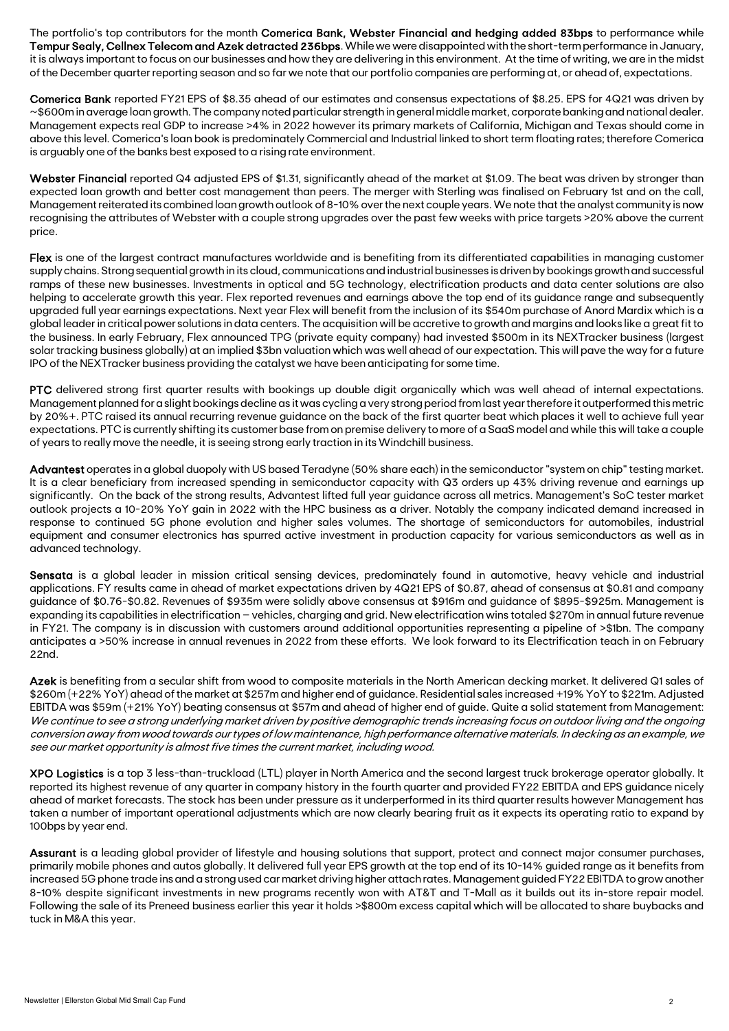The portfolio's top contributors for the month **Comerica Bank, Webster Financial and hedging added 83bps** to performance while **Tempur Sealy, Cellnex Telecom and Azek detracted 236bps**. While we were disappointed with the short-term performance in January, it is always important to focus on our businesses and how they are delivering in this environment. At the time of writing, we are in the midst of the December quarter reporting season and so far we note that our portfolio companies are performing at, or ahead of, expectations.

**Comerica Bank** reported FY21 EPS of $8.35 ahead of our estimates and consensus expectations of $8.25. EPS for 4Q21 was driven by ~$600m in average loan growth. The company noted particular strength in general middle market, corporate banking and national dealer. Management expects real GDP to increase >4% in 2022 however its primary markets of California, Michigan and Texas should come in above this level. Comerica's loan book is predominately Commercial and Industrial linked to short term floating rates; therefore Comerica is arguably one of the banks best exposed to a rising rate environment.

**Webster Financial** reported Q4 adjusted EPS of $1.31, significantly ahead of the market at $1.09. The beat was driven by stronger than expected loan growth and better cost management than peers. The merger with Sterling was finalised on February 1st and on the call, Management reiterated its combined loan growth outlook of 8-10% over the next couple years. We note that the analyst community is now recognising the attributes of Webster with a couple strong upgrades over the past few weeks with price targets >20% above the current price.

**Flex** is one of the largest contract manufactures worldwide and is benefiting from its differentiated capabilities in managing customer supply chains. Strong sequential growth in its cloud, communications and industrial businesses is driven by bookings growth and successful ramps of these new businesses. Investments in optical and 5G technology, electrification products and data center solutions are also helping to accelerate growth this year. Flex reported revenues and earnings above the top end of its guidance range and subsequently upgraded full year earnings expectations. Next year Flex will benefit from the inclusion of its $540m purchase of Anord Mardix which is a global leader in critical power solutions in data centers. The acquisition will be accretive to growth and margins and looks like a great fit to the business. In early February, Flex announced TPG (private equity company) had invested $500m in its NEXTracker business (largest solar tracking business globally) at an implied $3bn valuation which was well ahead of our expectation. This will pave the way for a future IPO of the NEXTracker business providing the catalyst we have been anticipating for some time.

**PTC** delivered strong first quarter results with bookings up double digit organically which was well ahead of internal expectations. Management planned for a slight bookings decline as it was cycling a very strong period from last year therefore it outperformed this metric by 20%+. PTC raised its annual recurring revenue guidance on the back of the first quarter beat which places it well to achieve full year expectations. PTC is currently shifting its customer base from on premise delivery to more of a SaaS model and while this will take a couple of years to really move the needle, it is seeing strong early traction in its Windchill business.

**Advantest** operates in a global duopoly with US based Teradyne (50% share each) in the semiconductor "system on chip" testing market. It is a clear beneficiary from increased spending in semiconductor capacity with Q3 orders up 43% driving revenue and earnings up significantly. On the back of the strong results, Advantest lifted full year guidance across all metrics. Management's SoC tester market outlook projects a 10-20% YoY gain in 2022 with the HPC business as a driver. Notably the company indicated demand increased in response to continued 5G phone evolution and higher sales volumes. The shortage of semiconductors for automobiles, industrial equipment and consumer electronics has spurred active investment in production capacity for various semiconductors as well as in advanced technology.

**Sensata** is a global leader in mission critical sensing devices, predominately found in automotive, heavy vehicle and industrial applications. FY results came in ahead of market expectations driven by 4Q21 EPS of $0.87, ahead of consensus at $0.81 and company guidance of $0.76-$0.82. Revenues of $935m were solidly above consensus at $916m and guidance of $895-$925m. Management is expanding its capabilities in electrification – vehicles, charging and grid. New electrification wins totaled $270m in annual future revenue in FY21. The company is in discussion with customers around additional opportunities representing a pipeline of >$1bn. The company anticipates a >50% increase in annual revenues in 2022 from these efforts. We look forward to its Electrification teach in on February 22nd.

**Azek** is benefiting from a secular shift from wood to composite materials in the North American decking market. It delivered Q1 sales of $260m (+22% YoY) ahead of the market at $257m and higher end of guidance. Residential sales increased +19% YoY to $221m. Adjusted EBITDA was $59m (+21% YoY) beating consensus at $57m and ahead of higher end of guide. Quite a solid statement from Management: *We continue to see a strong underlying market driven by positive demographic trends increasing focus on outdoor living and the ongoing conversion away from wood towards our types of low maintenance, high performance alternative materials. In decking as an example, we see our market opportunity is almost five times the current market, including wood.*

**XPO Logistics** is a top 3 less-than-truckload (LTL) player in North America and the second largest truck brokerage operator globally. It reported its highest revenue of any quarter in company history in the fourth quarter and provided FY22 EBITDA and EPS guidance nicely ahead of market forecasts. The stock has been under pressure as it underperformed in its third quarter results however Management has taken a number of important operational adjustments which are now clearly bearing fruit as it expects its operating ratio to expand by 100bps by year end.

**Assurant** is a leading global provider of lifestyle and housing solutions that support, protect and connect major consumer purchases, primarily mobile phones and autos globally. It delivered full year EPS growth at the top end of its 10-14% guided range as it benefits from increased 5G phone trade ins and a strong used car market driving higher attach rates. Management guided FY22 EBITDA to grow another 8-10% despite significant investments in new programs recently won with AT&T and T-Mall as it builds out its in-store repair model. Following the sale of its Preneed business earlier this year it holds >$800m excess capital which will be allocated to share buybacks and tuck in M&A this year.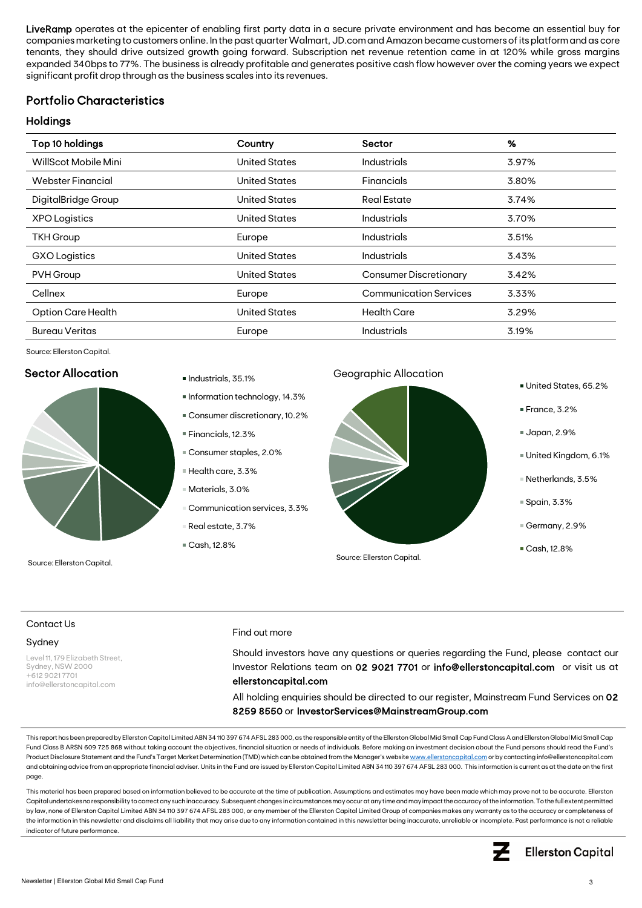**LiveRamp** operates at the epicenter of enabling first party data in a secure private environment and has become an essential buy for companies marketing to customers online. In the past quarter Walmart, JD.com and Amazon became customers of its platform and as core tenants, they should drive outsized growth going forward. Subscription net revenue retention came in at 120% while gross margins expanded 340bps to 77%. The business is already profitable and generates positive cash flow however over the coming years we expect significant profit drop through as the business scales into its revenues.

## Portfolio Characteristics

### Holdings

| Top 10 holdings | Country | Sector | % |
|---|---|---|---|
| WillScot Mobile Mini | United States | Industrials | 3.97% |
| Webster Financial | United States | Financials | 3.80% |
| DigitalBridge Group | United States | Real Estate | 3.74% |
| XPO Logistics | United States | Industrials | 3.70% |
| TKH Group | Europe | Industrials | 3.51% |
| GXO Logistics | United States | Industrials | 3.43% |
| PVH Group | United States | Consumer Discretionary | 3.42% |
| Cellnex | Europe | Communication Services | 3.33% |
| Option Care Health | United States | Health Care | 3.29% |
| Bureau Veritas | Europe | Industrials | 3.19% |

Source: Ellerston Capital.

### Sector Allocation

Industrials, 35.1%
Information technology, 14.3%
Consumer discretionary, 10.2%
Financials, 12.3%
Consumer staples, 2.0%
Health care, 3.3%
Materials, 3.0%
Communication services, 3.3%
Real estate, 3.7%
Cash, 12.8%

Source: Ellerston Capital.

### Geographic Allocation

United States, 65.2%
France, 3.2%
Japan, 2.9%
United Kingdom, 6.1%
Netherlands, 3.5%
Spain, 3.3%
Germany, 2.9%
Cash, 12.8%

Source: Ellerston Capital.

Contact Us

Sydney

Level 11, 179 Elizabeth Street,
Sydney, NSW 2000
+612 9021 7701
info@ellerstoncapital.com

Find out more

Should investors have any questions or queries regarding the Fund, please contact our Investor Relations team on **02 9021 7701** or **info@ellerstoncapital.com** or visit us at **ellerstoncapital.com**

All holding enquiries should be directed to our register, Mainstream Fund Services on **02 8259 8550** or **InvestorServices@MainstreamGroup.com**

This report has been prepared by Ellerston Capital Limited ABN 34 110 397 674 AFSL 283 000, as the responsible entity of the Ellerston Global Mid Small Cap Fund Class A and Ellerston Global Mid Small Cap Fund Class B ARSN 609 725 868 without taking account the objectives, financial situation or needs of individuals. Before making an investment decision about the Fund persons should read the Fund's Product Disclosure Statement and the Fund's Target Market Determination (TMD) which can be obtained from the Manager's website www.ellerstoncapital.com or by contacting info@ellerstoncapital.com and obtaining advice from an appropriate financial adviser. Units in the Fund are issued by Ellerston Capital Limited ABN 34 110 397 674 AFSL 283 000. This information is current as at the date on the first page.

This material has been prepared based on information believed to be accurate at the time of publication. Assumptions and estimates may have been made which may prove not to be accurate. Ellerston Capital undertakes no responsibility to correct any such inaccuracy. Subsequent changes in circumstances may occur at any time and may impact the accuracy of the information. To the full extent permitted by law, none of Ellerston Capital Limited ABN 34 110 397 674 AFSL 283 000, or any member of the Ellerston Capital Limited Group of companies makes any warranty as to the accuracy or completeness of the information in this newsletter and disclaims all liability that may arise due to any information contained in this newsletter being inaccurate, unreliable or incomplete. Past performance is not a reliable indicator of future performance.

Ellerston Capital